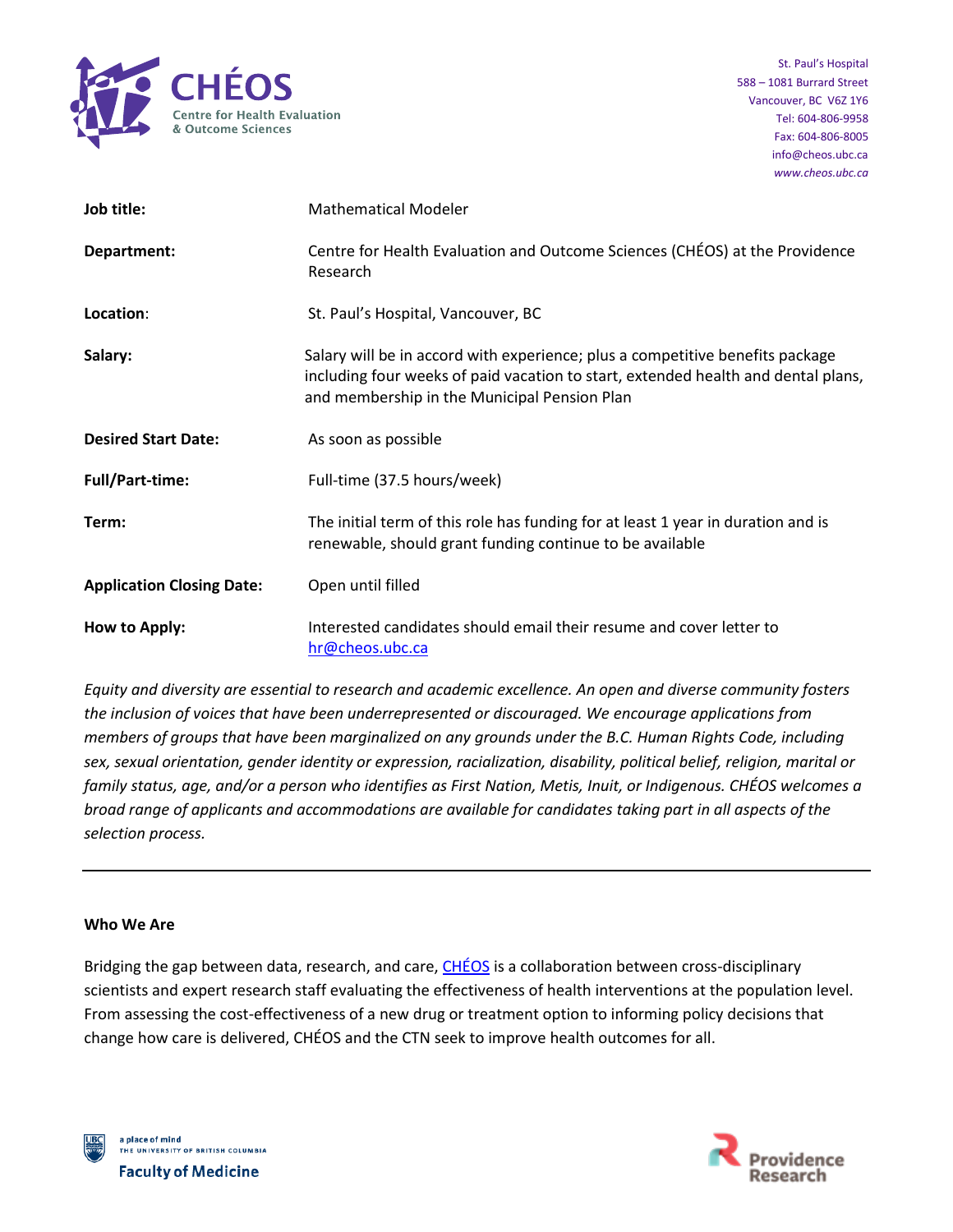CHÉOS
Centre for Health Evaluation & Outcome Sciences

St. Paul's Hospital
588 – 1081 Burrard Street
Vancouver, BC V6Z 1Y6
Tel: 604-806-9958
Fax: 604-806-8005
info@cheos.ubc.ca
*www.cheos.ubc.ca*

| | |
|---|---|
| **Job title:** | Mathematical Modeler |
| **Department:** | Centre for Health Evaluation and Outcome Sciences (CHÉOS) at the Providence Research |
| **Location:** | St. Paul's Hospital, Vancouver, BC |
| **Salary:** | Salary will be in accord with experience; plus a competitive benefits package including four weeks of paid vacation to start, extended health and dental plans, and membership in the Municipal Pension Plan |
| **Desired Start Date:** | As soon as possible |
| **Full/Part-time:** | Full-time (37.5 hours/week) |
| **Term:** | The initial term of this role has funding for at least 1 year in duration and is renewable, should grant funding continue to be available |
| **Application Closing Date:** | Open until filled |
| **How to Apply:** | Interested candidates should email their resume and cover letter to [hr@cheos.ubc.ca](mailto:hr@cheos.ubc.ca) |

*Equity and diversity are essential to research and academic excellence. An open and diverse community fosters the inclusion of voices that have been underrepresented or discouraged. We encourage applications from members of groups that have been marginalized on any grounds under the B.C. Human Rights Code, including sex, sexual orientation, gender identity or expression, racialization, disability, political belief, religion, marital or family status, age, and/or a person who identifies as First Nation, Metis, Inuit, or Indigenous. CHÉOS welcomes a broad range of applicants and accommodations are available for candidates taking part in all aspects of the selection process.*

---

**Who We Are**

Bridging the gap between data, research, and care, [CHÉOS](http://www.cheos.ubc.ca) is a collaboration between cross-disciplinary scientists and expert research staff evaluating the effectiveness of health interventions at the population level. From assessing the cost-effectiveness of a new drug or treatment option to informing policy decisions that change how care is delivered, CHÉOS and the CTN seek to improve health outcomes for all.

a place of mind
THE UNIVERSITY OF BRITISH COLUMBIA
Faculty of Medicine

Providence Research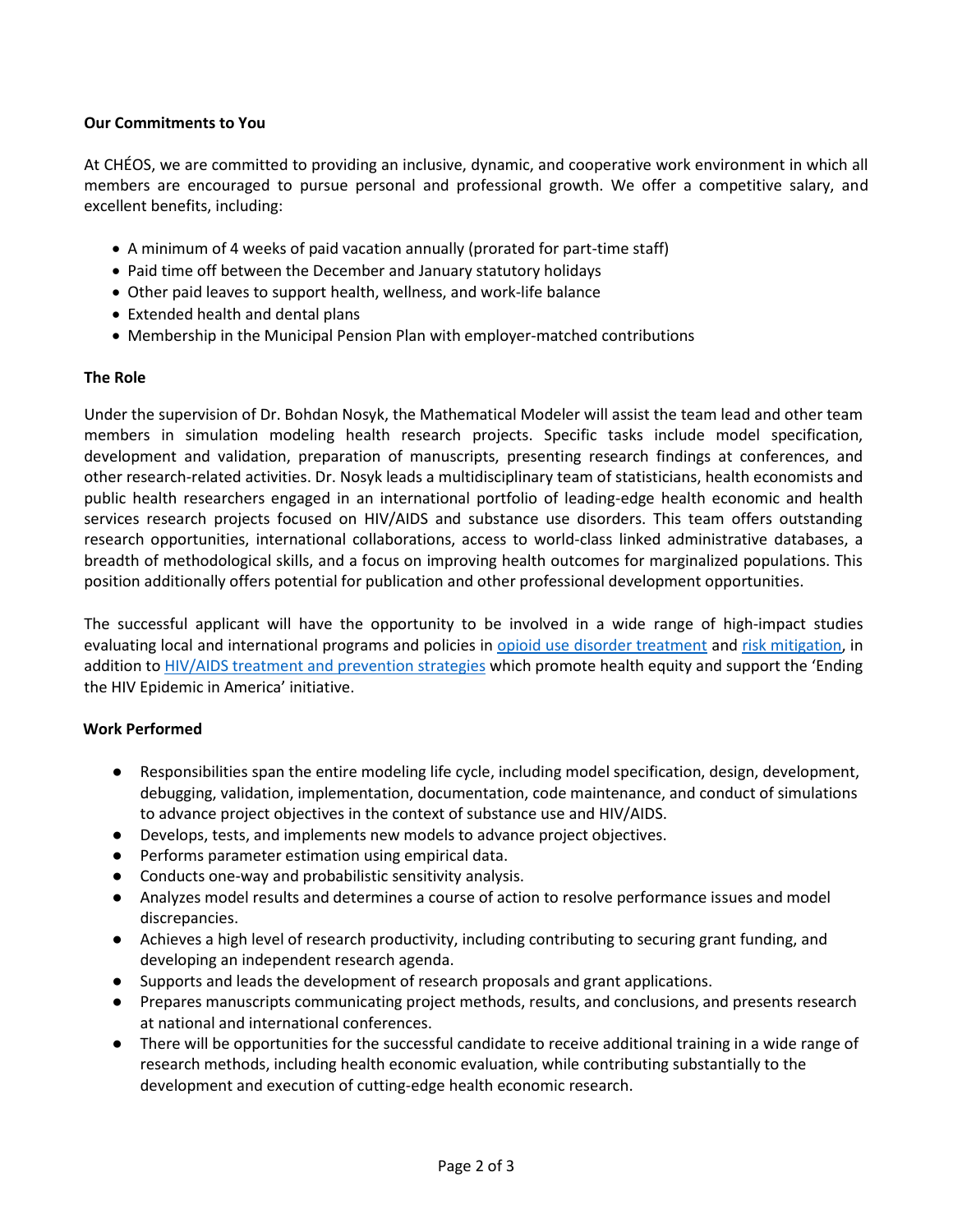**Our Commitments to You**

At CHÉOS, we are committed to providing an inclusive, dynamic, and cooperative work environment in which all members are encouraged to pursue personal and professional growth. We offer a competitive salary, and excellent benefits, including:

- A minimum of 4 weeks of paid vacation annually (prorated for part-time staff)
- Paid time off between the December and January statutory holidays
- Other paid leaves to support health, wellness, and work-life balance
- Extended health and dental plans
- Membership in the Municipal Pension Plan with employer-matched contributions

**The Role**

Under the supervision of Dr. Bohdan Nosyk, the Mathematical Modeler will assist the team lead and other team members in simulation modeling health research projects. Specific tasks include model specification, development and validation, preparation of manuscripts, presenting research findings at conferences, and other research-related activities. Dr. Nosyk leads a multidisciplinary team of statisticians, health economists and public health researchers engaged in an international portfolio of leading-edge health economic and health services research projects focused on HIV/AIDS and substance use disorders. This team offers outstanding research opportunities, international collaborations, access to world-class linked administrative databases, a breadth of methodological skills, and a focus on improving health outcomes for marginalized populations. This position additionally offers potential for publication and other professional development opportunities.

The successful applicant will have the opportunity to be involved in a wide range of high-impact studies evaluating local and international programs and policies in opioid use disorder treatment and risk mitigation, in addition to HIV/AIDS treatment and prevention strategies which promote health equity and support the 'Ending the HIV Epidemic in America' initiative.

**Work Performed**

- Responsibilities span the entire modeling life cycle, including model specification, design, development, debugging, validation, implementation, documentation, code maintenance, and conduct of simulations to advance project objectives in the context of substance use and HIV/AIDS.
- Develops, tests, and implements new models to advance project objectives.
- Performs parameter estimation using empirical data.
- Conducts one-way and probabilistic sensitivity analysis.
- Analyzes model results and determines a course of action to resolve performance issues and model discrepancies.
- Achieves a high level of research productivity, including contributing to securing grant funding, and developing an independent research agenda.
- Supports and leads the development of research proposals and grant applications.
- Prepares manuscripts communicating project methods, results, and conclusions, and presents research at national and international conferences.
- There will be opportunities for the successful candidate to receive additional training in a wide range of research methods, including health economic evaluation, while contributing substantially to the development and execution of cutting-edge health economic research.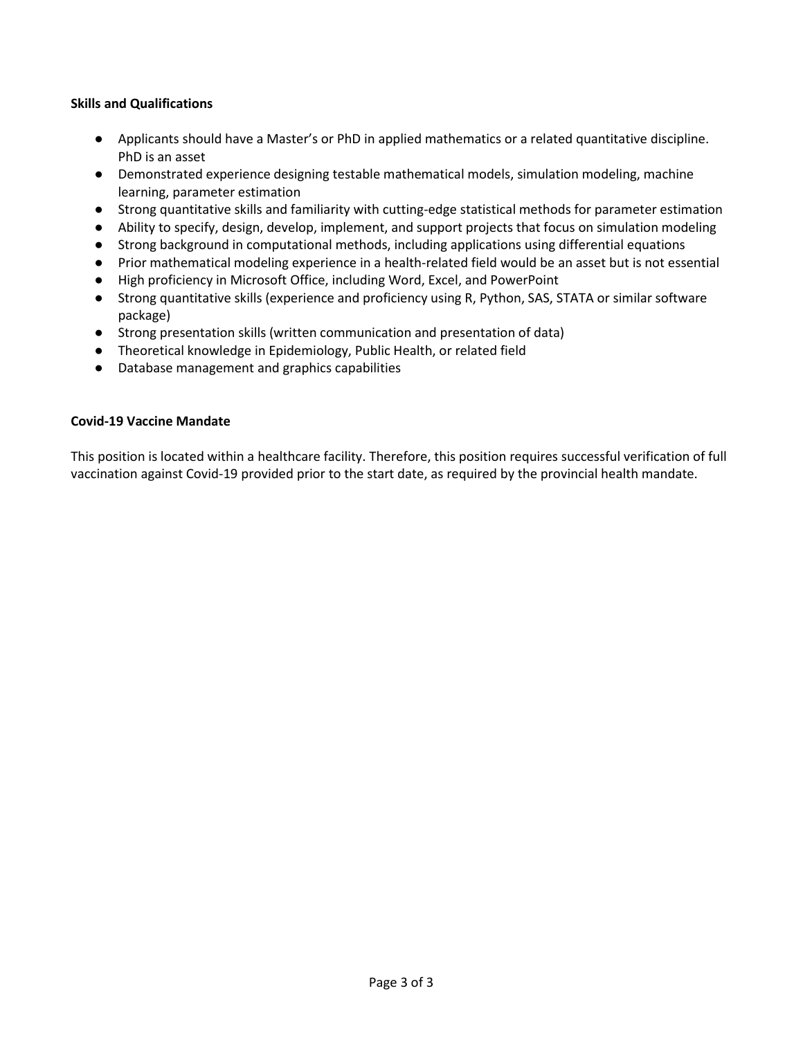**Skills and Qualifications**

- Applicants should have a Master's or PhD in applied mathematics or a related quantitative discipline. PhD is an asset
- Demonstrated experience designing testable mathematical models, simulation modeling, machine learning, parameter estimation
- Strong quantitative skills and familiarity with cutting-edge statistical methods for parameter estimation
- Ability to specify, design, develop, implement, and support projects that focus on simulation modeling
- Strong background in computational methods, including applications using differential equations
- Prior mathematical modeling experience in a health-related field would be an asset but is not essential
- High proficiency in Microsoft Office, including Word, Excel, and PowerPoint
- Strong quantitative skills (experience and proficiency using R, Python, SAS, STATA or similar software package)
- Strong presentation skills (written communication and presentation of data)
- Theoretical knowledge in Epidemiology, Public Health, or related field
- Database management and graphics capabilities

**Covid-19 Vaccine Mandate**

This position is located within a healthcare facility. Therefore, this position requires successful verification of full vaccination against Covid-19 provided prior to the start date, as required by the provincial health mandate.